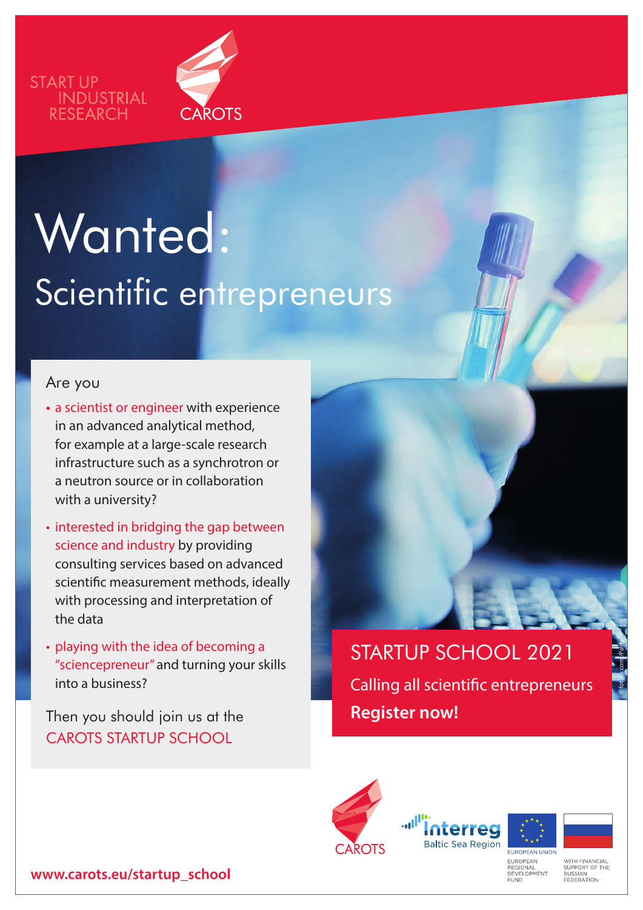START UP
INDUSTRIAL
RESEARCH

CAROTS

# Wanted:

## Scientific entrepreneurs

Are you

- a scientist or engineer with experience in an advanced analytical method, for example at a large-scale research infrastructure such as a synchrotron or a neutron source or in collaboration with a university?
- interested in bridging the gap between science and industry by providing consulting services based on advanced scientific measurement methods, ideally with processing and interpretation of the data
- playing with the idea of becoming a "sciencepreneur" and turning your skills into a business?

Then you should join us at the
CAROTS STARTUP SCHOOL

## STARTUP SCHOOL 2021

Calling all scientific entrepreneurs

**Register now!**

© fotolia.com/Patrik

CAROTS

Interreg Baltic Sea Region

EUROPEAN UNION
EUROPEAN REGIONAL DEVELOPMENT FUND

WITH FINANCIAL SUPPORT OF THE RUSSIAN FEDERATION

**www.carots.eu/startup_school**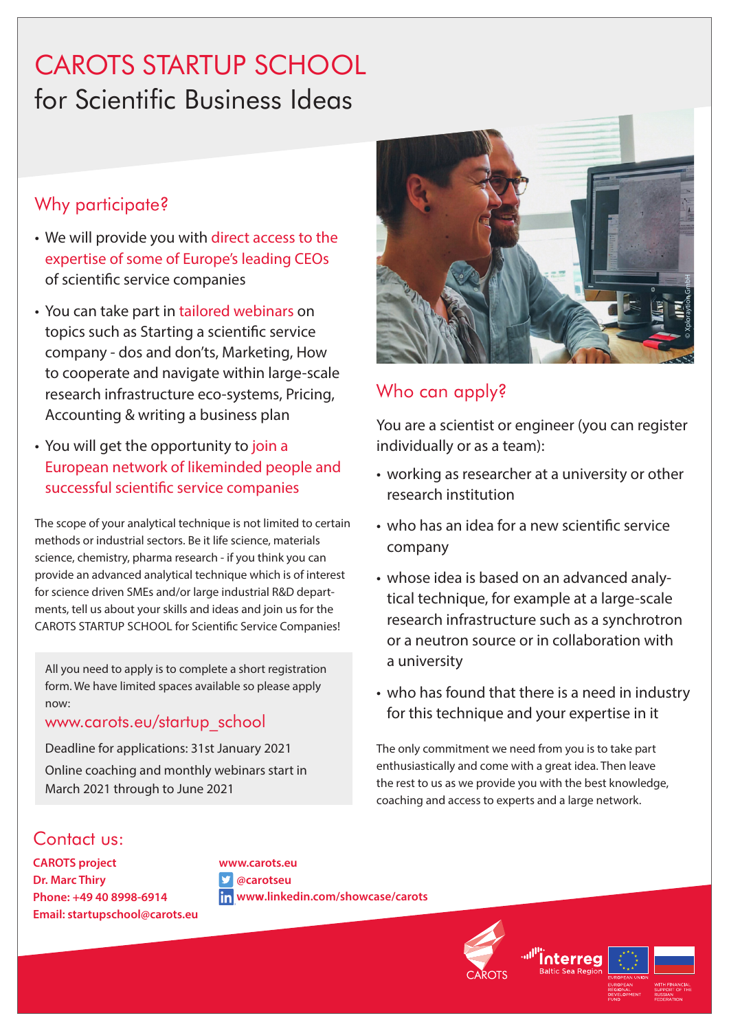# CAROTS STARTUP SCHOOL

for Scientific Business Ideas

## Why participate?

- We will provide you with direct access to the expertise of some of Europe's leading CEOs of scientific service companies
- You can take part in tailored webinars on topics such as Starting a scientific service company - dos and don'ts, Marketing, How to cooperate and navigate within large-scale research infrastructure eco-systems, Pricing, Accounting & writing a business plan
- You will get the opportunity to join a European network of likeminded people and successful scientific service companies

The scope of your analytical technique is not limited to certain methods or industrial sectors. Be it life science, materials science, chemistry, pharma research - if you think you can provide an advanced analytical technique which is of interest for science driven SMEs and/or large industrial R&D departments, tell us about your skills and ideas and join us for the CAROTS STARTUP SCHOOL for Scientific Service Companies!

All you need to apply is to complete a short registration form. We have limited spaces available so please apply now:

www.carots.eu/startup_school

Deadline for applications: 31st January 2021

Online coaching and monthly webinars start in March 2021 through to June 2021

© Xploraytion GmbH

## Who can apply?

You are a scientist or engineer (you can register individually or as a team):

- working as researcher at a university or other research institution
- who has an idea for a new scientific service company
- whose idea is based on an advanced analytical technique, for example at a large-scale research infrastructure such as a synchrotron or a neutron source or in collaboration with a university
- who has found that there is a need in industry for this technique and your expertise in it

The only commitment we need from you is to take part enthusiastically and come with a great idea. Then leave the rest to us as we provide you with the best knowledge, coaching and access to experts and a large network.

## Contact us:

**CAROTS project**
**Dr. Marc Thiry**
**Phone: +49 40 8998-6914**
**Email: startupschool@carots.eu**

**www.carots.eu**
**@carotseu**
**www.linkedin.com/showcase/carots**

CAROTS

Interreg Baltic Sea Region

EUROPEAN UNION
EUROPEAN REGIONAL DEVELOPMENT FUND

WITH FINANCIAL SUPPORT OF THE RUSSIAN FEDERATION